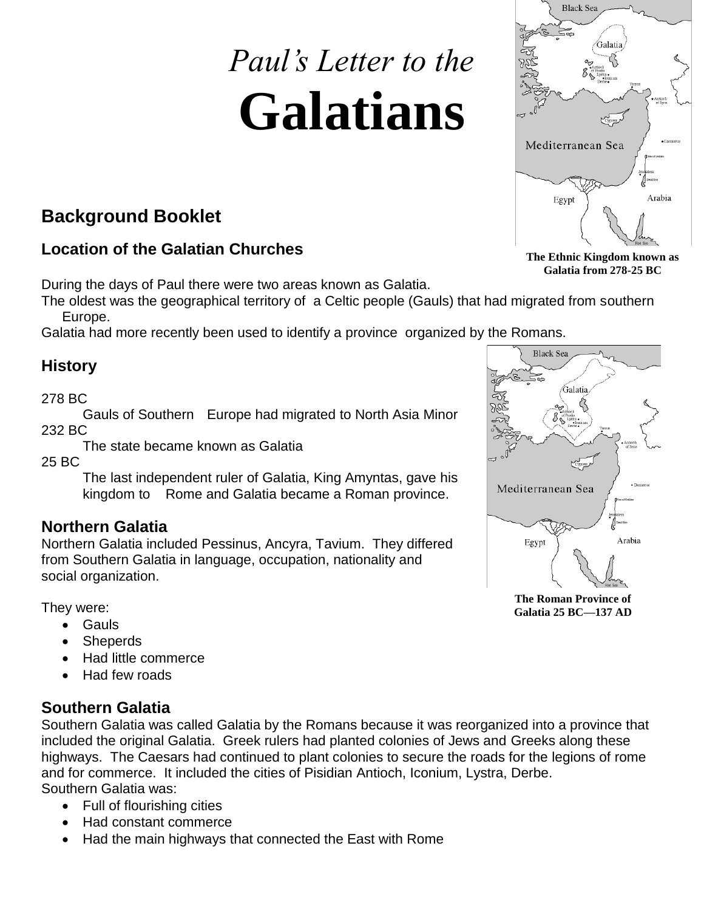# *Paul's Letter to the* **Galatians**

The Ethnic Kingdom known as Galatia from 278-25 BC

## Background Booklet

### Location of the Galatian Churches

During the days of Paul there were two areas known as Galatia.

The oldest was the geographical territory of a Celtic people (Gauls) that had migrated from southern Europe.

Galatia had more recently been used to identify a province organized by the Romans.

### History

278 BC

Gauls of Southern Europe had migrated to North Asia Minor

232 BC

The state became known as Galatia

25 BC

The last independent ruler of Galatia, King Amyntas, gave his kingdom to Rome and Galatia became a Roman province.

The Roman Province of Galatia 25 BC—137 AD

### Northern Galatia

Northern Galatia included Pessinus, Ancyra, Tavium. They differed from Southern Galatia in language, occupation, nationality and social organization.

They were:

- Gauls
- Sheperds
- Had little commerce
- Had few roads

### Southern Galatia

Southern Galatia was called Galatia by the Romans because it was reorganized into a province that included the original Galatia. Greek rulers had planted colonies of Jews and Greeks along these highways. The Caesars had continued to plant colonies to secure the roads for the legions of rome and for commerce. It included the cities of Pisidian Antioch, Iconium, Lystra, Derbe.

Southern Galatia was:

- Full of flourishing cities
- Had constant commerce
- Had the main highways that connected the East with Rome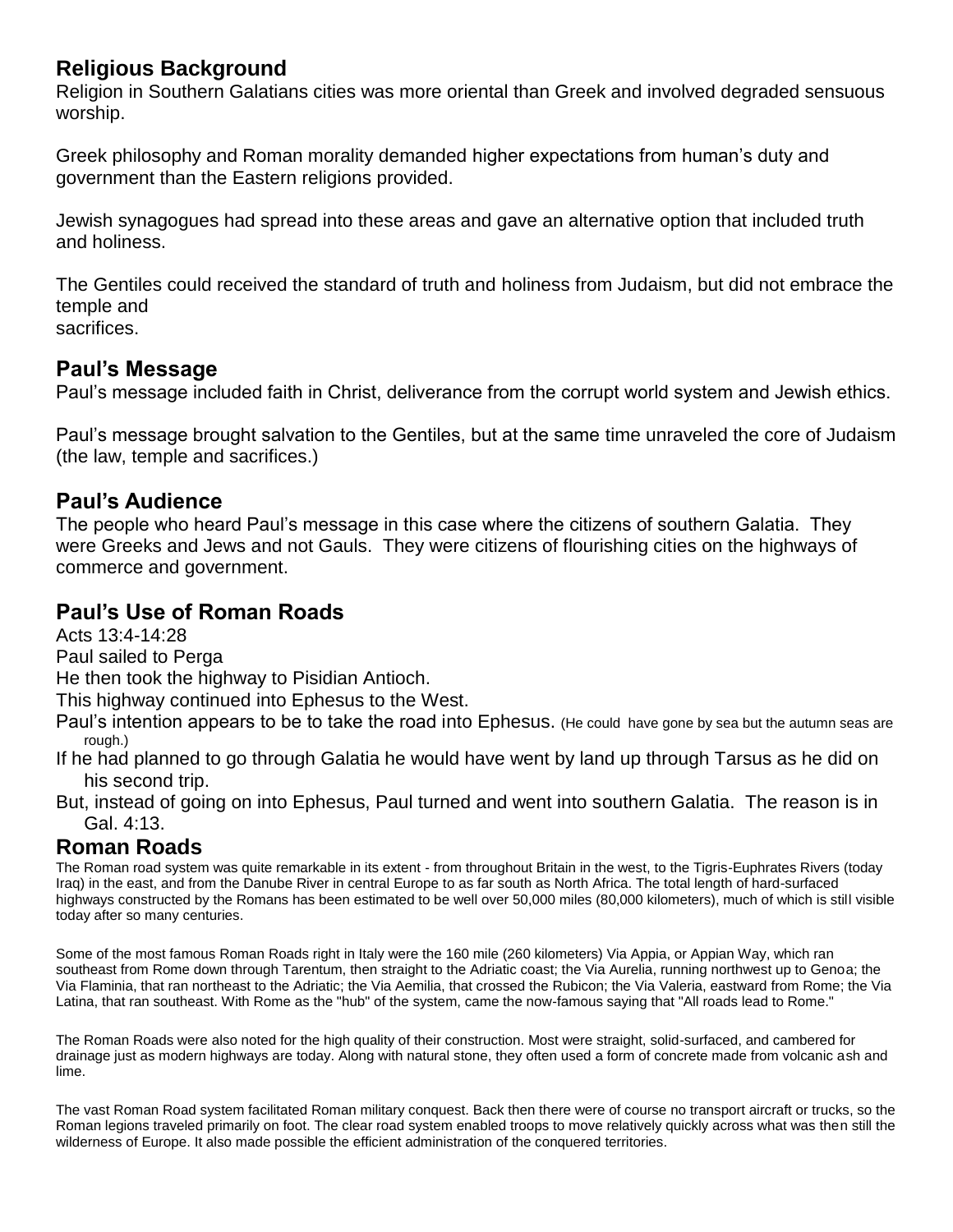## Religious Background

Religion in Southern Galatians cities was more oriental than Greek and involved degraded sensuous worship.

Greek philosophy and Roman morality demanded higher expectations from human's duty and government than the Eastern religions provided.

Jewish synagogues had spread into these areas and gave an alternative option that included truth and holiness.

The Gentiles could received the standard of truth and holiness from Judaism, but did not embrace the temple and
sacrifices.

## Paul's Message

Paul's message included faith in Christ, deliverance from the corrupt world system and Jewish ethics.

Paul's message brought salvation to the Gentiles, but at the same time unraveled the core of Judaism (the law, temple and sacrifices.)

## Paul's Audience

The people who heard Paul's message in this case where the citizens of southern Galatia. They were Greeks and Jews and not Gauls. They were citizens of flourishing cities on the highways of commerce and government.

## Paul's Use of Roman Roads

Acts 13:4-14:28

Paul sailed to Perga

He then took the highway to Pisidian Antioch.

This highway continued into Ephesus to the West.

Paul's intention appears to be to take the road into Ephesus. (He could have gone by sea but the autumn seas are rough.)

If he had planned to go through Galatia he would have went by land up through Tarsus as he did on his second trip.

But, instead of going on into Ephesus, Paul turned and went into southern Galatia. The reason is in Gal. 4:13.

## Roman Roads

The Roman road system was quite remarkable in its extent - from throughout Britain in the west, to the Tigris-Euphrates Rivers (today Iraq) in the east, and from the Danube River in central Europe to as far south as North Africa. The total length of hard-surfaced highways constructed by the Romans has been estimated to be well over 50,000 miles (80,000 kilometers), much of which is still visible today after so many centuries.

Some of the most famous Roman Roads right in Italy were the 160 mile (260 kilometers) Via Appia, or Appian Way, which ran southeast from Rome down through Tarentum, then straight to the Adriatic coast; the Via Aurelia, running northwest up to Genoa; the Via Flaminia, that ran northeast to the Adriatic; the Via Aemilia, that crossed the Rubicon; the Via Valeria, eastward from Rome; the Via Latina, that ran southeast. With Rome as the "hub" of the system, came the now-famous saying that "All roads lead to Rome."

The Roman Roads were also noted for the high quality of their construction. Most were straight, solid-surfaced, and cambered for drainage just as modern highways are today. Along with natural stone, they often used a form of concrete made from volcanic ash and lime.

The vast Roman Road system facilitated Roman military conquest. Back then there were of course no transport aircraft or trucks, so the Roman legions traveled primarily on foot. The clear road system enabled troops to move relatively quickly across what was then still the wilderness of Europe. It also made possible the efficient administration of the conquered territories.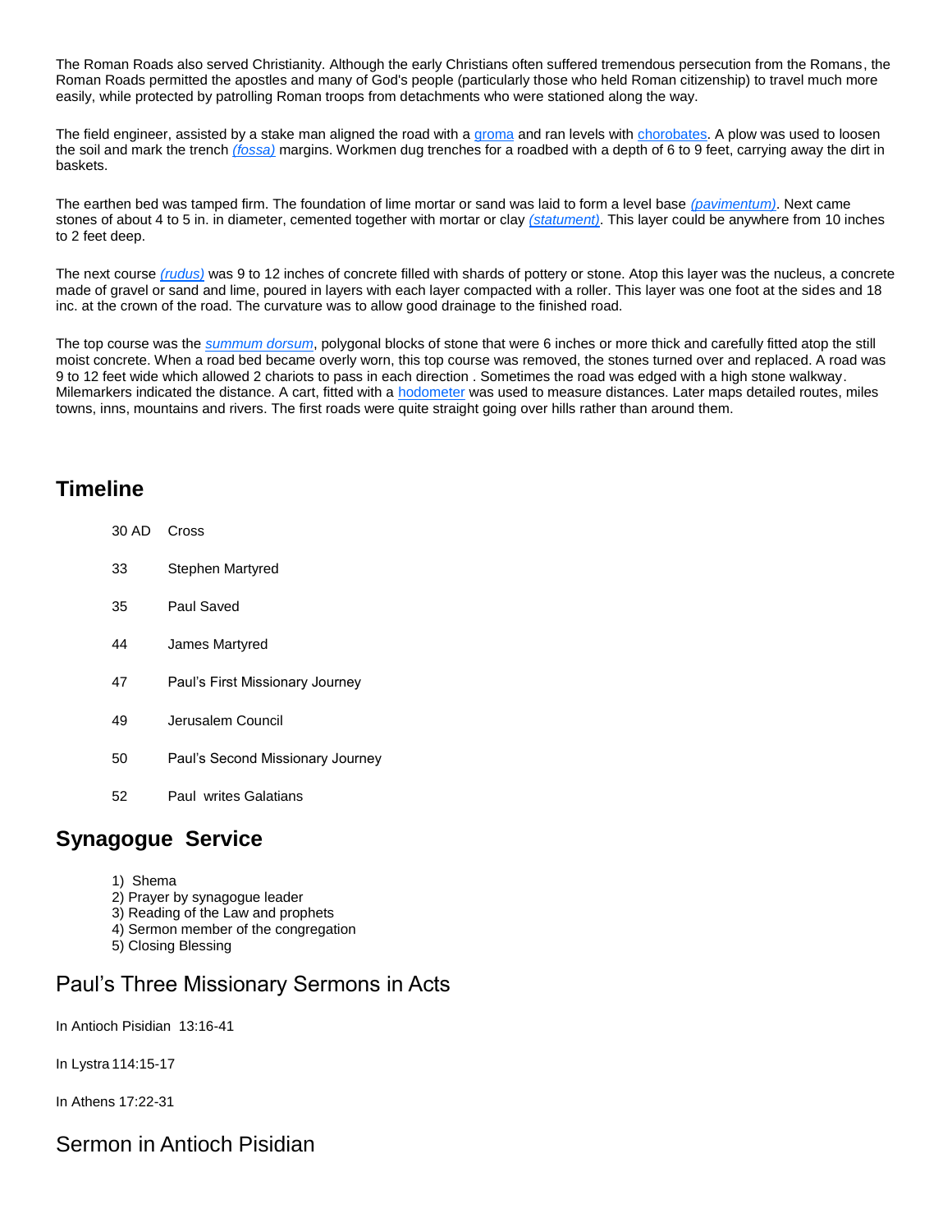The Roman Roads also served Christianity. Although the early Christians often suffered tremendous persecution from the Romans, the Roman Roads permitted the apostles and many of God's people (particularly those who held Roman citizenship) to travel much more easily, while protected by patrolling Roman troops from detachments who were stationed along the way.

The field engineer, assisted by a stake man aligned the road with a groma and ran levels with chorobates. A plow was used to loosen the soil and mark the trench *(fossa)* margins. Workmen dug trenches for a roadbed with a depth of 6 to 9 feet, carrying away the dirt in baskets.

The earthen bed was tamped firm. The foundation of lime mortar or sand was laid to form a level base *(pavimentum)*. Next came stones of about 4 to 5 in. in diameter, cemented together with mortar or clay *(statument)*. This layer could be anywhere from 10 inches to 2 feet deep.

The next course *(rudus)* was 9 to 12 inches of concrete filled with shards of pottery or stone. Atop this layer was the nucleus, a concrete made of gravel or sand and lime, poured in layers with each layer compacted with a roller. This layer was one foot at the sides and 18 inc. at the crown of the road. The curvature was to allow good drainage to the finished road.

The top course was the *summum dorsum*, polygonal blocks of stone that were 6 inches or more thick and carefully fitted atop the still moist concrete. When a road bed became overly worn, this top course was removed, the stones turned over and replaced. A road was 9 to 12 feet wide which allowed 2 chariots to pass in each direction . Sometimes the road was edged with a high stone walkway. Milemarkers indicated the distance. A cart, fitted with a hodometer was used to measure distances. Later maps detailed routes, miles towns, inns, mountains and rivers. The first roads were quite straight going over hills rather than around them.

## Timeline

| | |
|---|---|
| 30 AD | Cross |
| 33 | Stephen Martyred |
| 35 | Paul Saved |
| 44 | James Martyred |
| 47 | Paul's First Missionary Journey |
| 49 | Jerusalem Council |
| 50 | Paul's Second Missionary Journey |
| 52 | Paul writes Galatians |

## Synagogue Service

1) Shema
2) Prayer by synagogue leader
3) Reading of the Law and prophets
4) Sermon member of the congregation
5) Closing Blessing

## Paul's Three Missionary Sermons in Acts

In Antioch Pisidian 13:16-41

In Lystra 114:15-17

In Athens 17:22-31

## Sermon in Antioch Pisidian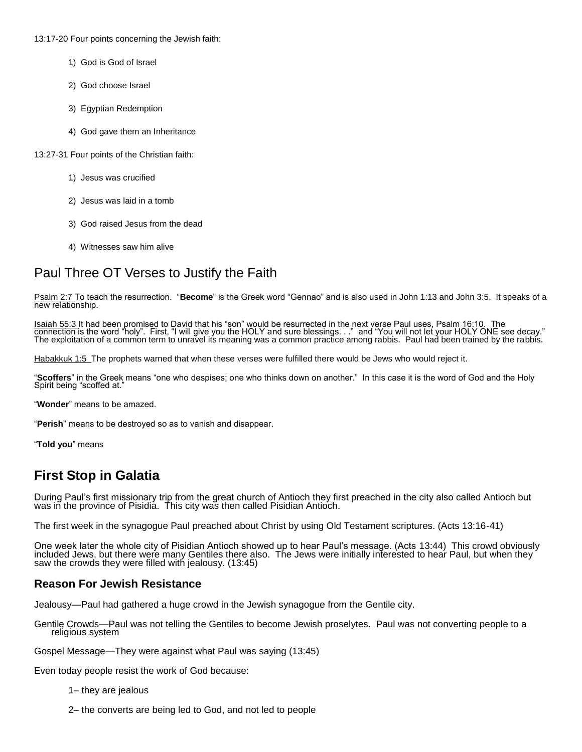13:17-20 Four points concerning the Jewish faith:

1) God is God of Israel

2) God choose Israel

3) Egyptian Redemption

4) God gave them an Inheritance

13:27-31 Four points of the Christian faith:

1) Jesus was crucified

2) Jesus was laid in a tomb

3) God raised Jesus from the dead

4) Witnesses saw him alive

## Paul Three OT Verses to Justify the Faith

Psalm 2:7 To teach the resurrection. "**Become**" is the Greek word "Gennao" and is also used in John 1:13 and John 3:5. It speaks of a new relationship.

Isaiah 55:3 It had been promised to David that his "son" would be resurrected in the next verse Paul uses, Psalm 16:10. The connection is the word "holy". First, "I will give you the HOLY and sure blessings. . ." and "You will not let your HOLY ONE see decay." The exploitation of a common term to unravel its meaning was a common practice among rabbis. Paul had been trained by the rabbis.

Habakkuk 1:5 The prophets warned that when these verses were fulfilled there would be Jews who would reject it.

"**Scoffers**" in the Greek means "one who despises; one who thinks down on another." In this case it is the word of God and the Holy Spirit being "scoffed at."

"**Wonder**" means to be amazed.

"**Perish**" means to be destroyed so as to vanish and disappear.

"**Told you**" means

## First Stop in Galatia

During Paul's first missionary trip from the great church of Antioch they first preached in the city also called Antioch but was in the province of Pisidia. This city was then called Pisidian Antioch.

The first week in the synagogue Paul preached about Christ by using Old Testament scriptures. (Acts 13:16-41)

One week later the whole city of Pisidian Antioch showed up to hear Paul's message. (Acts 13:44) This crowd obviously included Jews, but there were many Gentiles there also. The Jews were initially interested to hear Paul, but when they saw the crowds they were filled with jealousy. (13:45)

### Reason For Jewish Resistance

Jealousy—Paul had gathered a huge crowd in the Jewish synagogue from the Gentile city.

Gentile Crowds—Paul was not telling the Gentiles to become Jewish proselytes. Paul was not converting people to a religious system

Gospel Message—They were against what Paul was saying (13:45)

Even today people resist the work of God because:

1– they are jealous

2– the converts are being led to God, and not led to people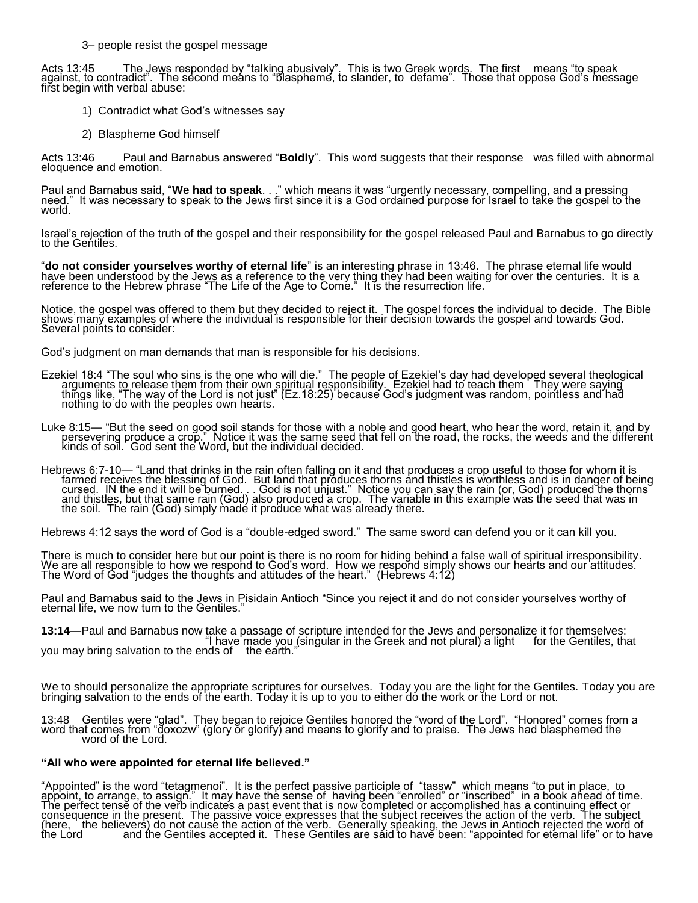3– people resist the gospel message

Acts 13:45 The Jews responded by "talking abusively". This is two Greek words. The first means "to speak against, to contradict". The second means to "blaspheme, to slander, to defame". Those that oppose God's message first begin with verbal abuse:

1) Contradict what God's witnesses say

2) Blaspheme God himself

Acts 13:46 Paul and Barnabus answered "**Boldly**". This word suggests that their response was filled with abnormal eloquence and emotion.

Paul and Barnabus said, "**We had to speak**. . ." which means it was "urgently necessary, compelling, and a pressing need." It was necessary to speak to the Jews first since it is a God ordained purpose for Israel to take the gospel to the world.

Israel's rejection of the truth of the gospel and their responsibility for the gospel released Paul and Barnabus to go directly to the Gentiles.

"**do not consider yourselves worthy of eternal life**" is an interesting phrase in 13:46. The phrase eternal life would have been understood by the Jews as a reference to the very thing they had been waiting for over the centuries. It is a reference to the Hebrew phrase "The Life of the Age to Come." It is the resurrection life.

Notice, the gospel was offered to them but they decided to reject it. The gospel forces the individual to decide. The Bible shows many examples of where the individual is responsible for their decision towards the gospel and towards God. Several points to consider:

God's judgment on man demands that man is responsible for his decisions.

Ezekiel 18:4 "The soul who sins is the one who will die." The people of Ezekiel's day had developed several theological arguments to release them from their own spiritual responsibility. Ezekiel had to teach them They were saying things like, "The way of the Lord is not just" (Ez.18:25) because God's judgment was random, pointless and had nothing to do with the peoples own hearts.

Luke 8:15— "But the seed on good soil stands for those with a noble and good heart, who hear the word, retain it, and by persevering produce a crop." Notice it was the same seed that fell on the road, the rocks, the weeds and the different kinds of soil. God sent the Word, but the individual decided.

Hebrews 6:7-10— "Land that drinks in the rain often falling on it and that produces a crop useful to those for whom it is farmed receives the blessing of God. But land that produces thorns and thistles is worthless and is in danger of being cursed. IN the end it will be burned. . . God is not unjust." Notice you can say the rain (or, God) produced the thorns and thistles, but that same rain (God) also produced a crop. The variable in this example was the seed that was in the soil. The rain (God) simply made it produce what was already there.

Hebrews 4:12 says the word of God is a "double-edged sword." The same sword can defend you or it can kill you.

There is much to consider here but our point is there is no room for hiding behind a false wall of spiritual irresponsibility. We are all responsible to how we respond to God's word. How we respond simply shows our hearts and our attitudes. The Word of God "judges the thoughts and attitudes of the heart." (Hebrews 4:12)

Paul and Barnabus said to the Jews in Pisidain Antioch "Since you reject it and do not consider yourselves worthy of eternal life, we now turn to the Gentiles."

**13:14**—Paul and Barnabus now take a passage of scripture intended for the Jews and personalize it for themselves: "I have made you (singular in the Greek and not plural) a light for the Gentiles, that you may bring salvation to the ends of the earth."

We to should personalize the appropriate scriptures for ourselves. Today you are the light for the Gentiles. Today you are bringing salvation to the ends of the earth. Today it is up to you to either do the work or the Lord or not.

13:48 Gentiles were "glad". They began to rejoice Gentiles honored the "word of the Lord". "Honored" comes from a word that comes from "doxozw" (glory or glorify) and means to glorify and to praise. The Jews had blasphemed the word of the Lord.

**"All who were appointed for eternal life believed."**

"Appointed" is the word "tetagmenoi". It is the perfect passive participle of "tassw" which means "to put in place, to appoint, to arrange, to assign." It may have the sense of having been "enrolled" or "inscribed" in a book ahead of time. The <u>perfect tense</u> of the verb indicates a past event that is now completed or accomplished has a continuing effect or consequence in the present. The <u>passive voice</u> expresses that the subject receives the action of the verb. The subject (here, the believers) do not cause <u>the action of</u> the verb. Generally speaking, the Jews in Antioch rejected the word of the Lord and the Gentiles accepted it. These Gentiles are said to have been: "appointed for eternal life" or to have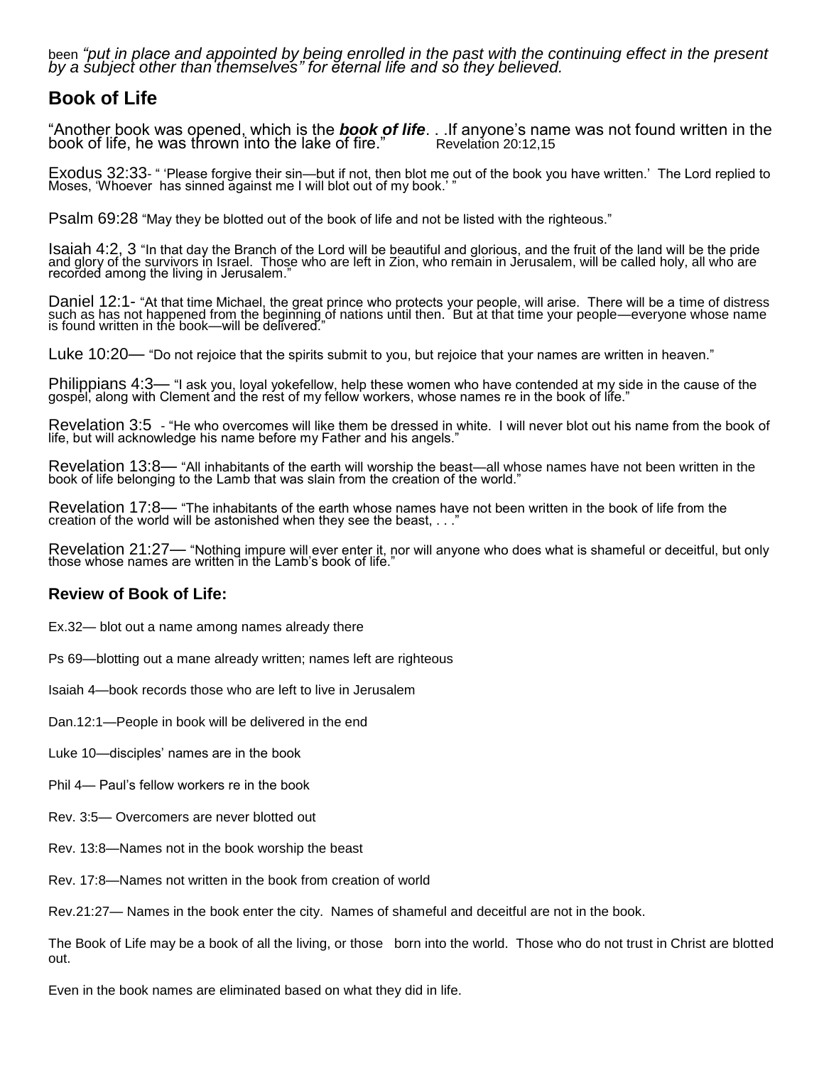been *"put in place and appointed by being enrolled in the past with the continuing effect in the present by a subject other than themselves" for eternal life and so they believed.*

## Book of Life

"Another book was opened, which is the ***book of life***. . .If anyone's name was not found written in the book of life, he was thrown into the lake of fire." Revelation 20:12,15

Exodus 32:33- " 'Please forgive their sin—but if not, then blot me out of the book you have written.' The Lord replied to Moses, 'Whoever has sinned against me I will blot out of my book.' "

Psalm 69:28 "May they be blotted out of the book of life and not be listed with the righteous."

Isaiah 4:2, 3 "In that day the Branch of the Lord will be beautiful and glorious, and the fruit of the land will be the pride and glory of the survivors in Israel. Those who are left in Zion, who remain in Jerusalem, will be called holy, all who are recorded among the living in Jerusalem."

Daniel 12:1- "At that time Michael, the great prince who protects your people, will arise. There will be a time of distress such as has not happened from the beginning of nations until then. But at that time your people—everyone whose name is found written in the book—will be delivered."

Luke 10:20— "Do not rejoice that the spirits submit to you, but rejoice that your names are written in heaven."

Philippians 4:3— "I ask you, loyal yokefellow, help these women who have contended at my side in the cause of the gospel, along with Clement and the rest of my fellow workers, whose names re in the book of life."

Revelation 3:5 - "He who overcomes will like them be dressed in white. I will never blot out his name from the book of life, but will acknowledge his name before my Father and his angels."

Revelation 13:8— "All inhabitants of the earth will worship the beast—all whose names have not been written in the book of life belonging to the Lamb that was slain from the creation of the world."

Revelation 17:8— "The inhabitants of the earth whose names have not been written in the book of life from the creation of the world will be astonished when they see the beast, . . ."

Revelation 21:27— "Nothing impure will ever enter it, nor will anyone who does what is shameful or deceitful, but only those whose names are written in the Lamb's book of life."

### Review of Book of Life:

Ex.32— blot out a name among names already there

Ps 69—blotting out a mane already written; names left are righteous

Isaiah 4—book records those who are left to live in Jerusalem

Dan.12:1—People in book will be delivered in the end

Luke 10—disciples' names are in the book

Phil 4— Paul's fellow workers re in the book

Rev. 3:5— Overcomers are never blotted out

Rev. 13:8—Names not in the book worship the beast

Rev. 17:8—Names not written in the book from creation of world

Rev.21:27— Names in the book enter the city. Names of shameful and deceitful are not in the book.

The Book of Life may be a book of all the living, or those born into the world. Those who do not trust in Christ are blotted out.

Even in the book names are eliminated based on what they did in life.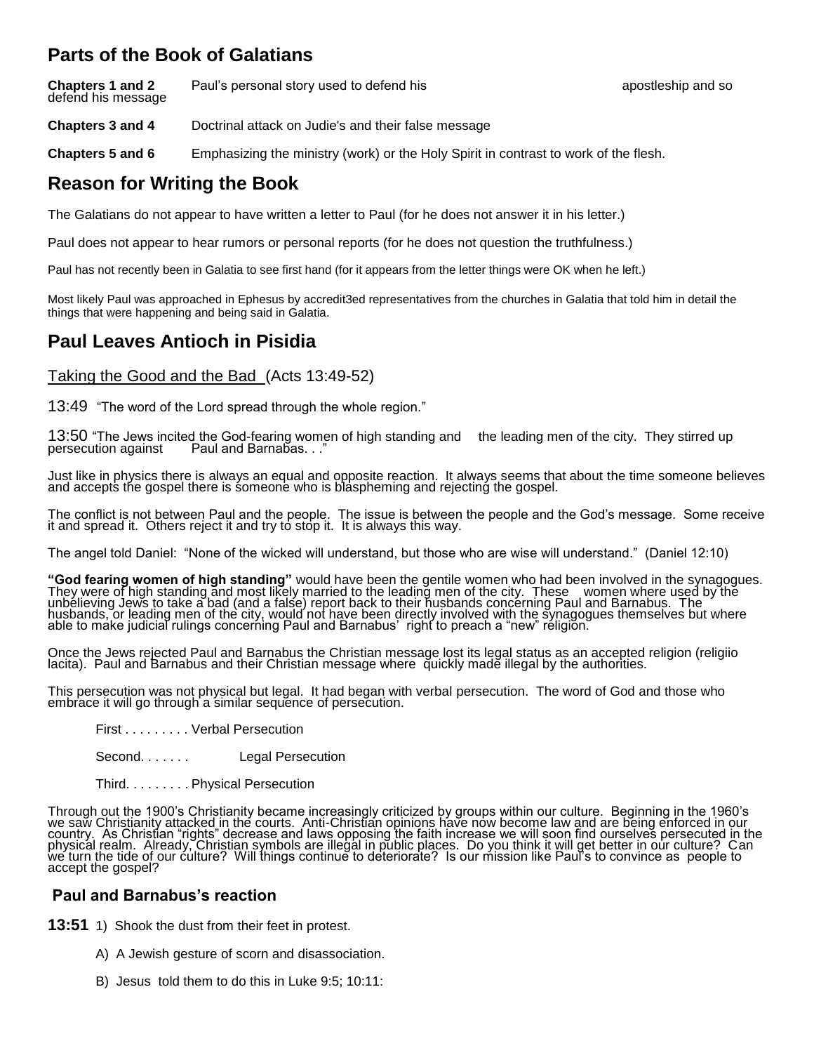## Parts of the Book of Galatians

**Chapters 1 and 2** Paul's personal story used to defend his apostleship and so defend his message

**Chapters 3 and 4** Doctrinal attack on Judie's and their false message

**Chapters 5 and 6** Emphasizing the ministry (work) or the Holy Spirit in contrast to work of the flesh.

## Reason for Writing the Book

The Galatians do not appear to have written a letter to Paul (for he does not answer it in his letter.)

Paul does not appear to hear rumors or personal reports (for he does not question the truthfulness.)

Paul has not recently been in Galatia to see first hand (for it appears from the letter things were OK when he left.)

Most likely Paul was approached in Ephesus by accredit3ed representatives from the churches in Galatia that told him in detail the things that were happening and being said in Galatia.

## Paul Leaves Antioch in Pisidia

Taking the Good and the Bad (Acts 13:49-52)

13:49 "The word of the Lord spread through the whole region."

13:50 "The Jews incited the God-fearing women of high standing and the leading men of the city. They stirred up persecution against Paul and Barnabas. . ."

Just like in physics there is always an equal and opposite reaction. It always seems that about the time someone believes and accepts the gospel there is someone who is blaspheming and rejecting the gospel.

The conflict is not between Paul and the people. The issue is between the people and the God's message. Some receive it and spread it. Others reject it and try to stop it. It is always this way.

The angel told Daniel: "None of the wicked will understand, but those who are wise will understand." (Daniel 12:10)

**"God fearing women of high standing"** would have been the gentile women who had been involved in the synagogues. They were of high standing and most likely married to the leading men of the city. These women where used by the unbelieving Jews to take a bad (and a false) report back to their husbands concerning Paul and Barnabus. The husbands, or leading men of the city, would not have been directly involved with the synagogues themselves but where able to make judicial rulings concerning Paul and Barnabus' right to preach a "new" religion.

Once the Jews rejected Paul and Barnabus the Christian message lost its legal status as an accepted religion (religiio lacita). Paul and Barnabus and their Christian message where quickly made illegal by the authorities.

This persecution was not physical but legal. It had began with verbal persecution. The word of God and those who embrace it will go through a similar sequence of persecution.

First . . . . . . . . . Verbal Persecution

Second. . . . . . . Legal Persecution

Third. . . . . . . . . Physical Persecution

Through out the 1900's Christianity became increasingly criticized by groups within our culture. Beginning in the 1960's we saw Christianity attacked in the courts. Anti-Christian opinions have now become law and are being enforced in our country. As Christian "rights" decrease and laws opposing the faith increase we will soon find ourselves persecuted in the physical realm. Already, Christian symbols are illegal in public places. Do you think it will get better in our culture? Can we turn the tide of our culture? Will things continue to deteriorate? Is our mission like Paul's to convince as people to accept the gospel?

### Paul and Barnabus's reaction

**13:51** 1) Shook the dust from their feet in protest.

A) A Jewish gesture of scorn and disassociation.

B) Jesus told them to do this in Luke 9:5; 10:11: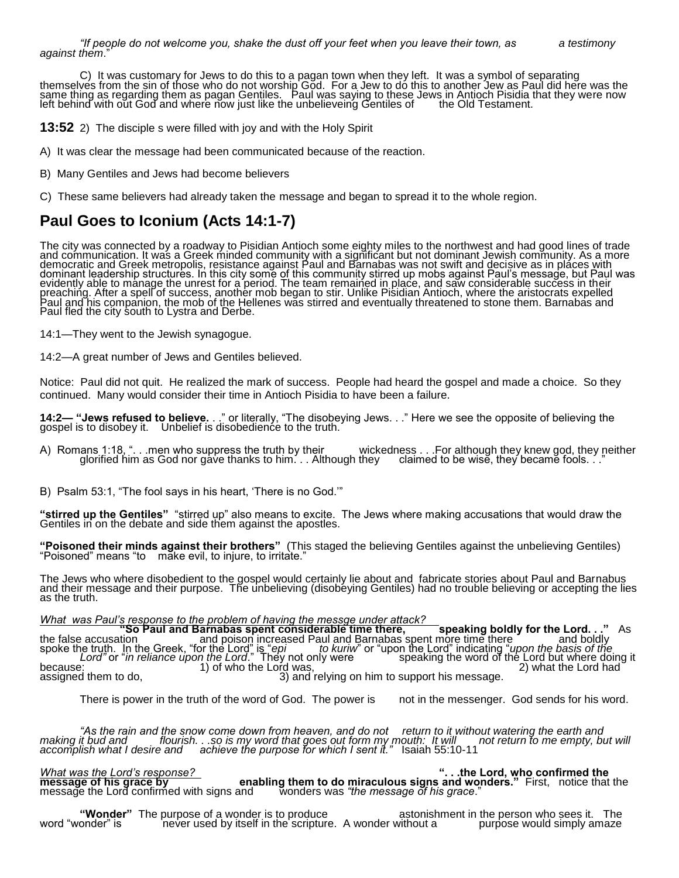*"If people do not welcome you, shake the dust off your feet when you leave their town, as a testimony against them*."

C) It was customary for Jews to do this to a pagan town when they left. It was a symbol of separating themselves from the sin of those who do not worship God. For a Jew to do this to another Jew as Paul did here was the same thing as regarding them as pagan Gentiles. Paul was saying to these Jews in Antioch Pisidia that they were now left behind with out God and where now just like the unbelieveing Gentiles of the Old Testament.

**13:52** 2) The disciple s were filled with joy and with the Holy Spirit

A) It was clear the message had been communicated because of the reaction.

B) Many Gentiles and Jews had become believers

C) These same believers had already taken the message and began to spread it to the whole region.

## Paul Goes to Iconium (Acts 14:1-7)

The city was connected by a roadway to Pisidian Antioch some eighty miles to the northwest and had good lines of trade and communication. It was a Greek minded community with a significant but not dominant Jewish community. As a more democratic and Greek metropolis, resistance against Paul and Barnabas was not swift and decisive as in places with dominant leadership structures. In this city some of this community stirred up mobs against Paul's message, but Paul was evidently able to manage the unrest for a period. The team remained in place, and saw considerable success in their preaching. After a spell of success, another mob began to stir. Unlike Pisidian Antioch, where the aristocrats expelled Paul and his companion, the mob of the Hellenes was stirred and eventually threatened to stone them. Barnabas and Paul fled the city south to Lystra and Derbe.

14:1—They went to the Jewish synagogue.

14:2—A great number of Jews and Gentiles believed.

Notice: Paul did not quit. He realized the mark of success. People had heard the gospel and made a choice. So they continued. Many would consider their time in Antioch Pisidia to have been a failure.

**14:2— "Jews refused to believe.** . ." or literally, "The disobeying Jews. . ." Here we see the opposite of believing the gospel is to disobey it. Unbelief is disobedience to the truth.

A) Romans 1:18, ". . .men who suppress the truth by their wickedness . . .For although they knew god, they neither glorified him as God nor gave thanks to him. . . Although they claimed to be wise, they became fools. . ."

B) Psalm 53:1, "The fool says in his heart, 'There is no God.'"

**"stirred up the Gentiles"** "stirred up" also means to excite. The Jews where making accusations that would draw the Gentiles in on the debate and side them against the apostles.

**"Poisoned their minds against their brothers"** (This staged the believing Gentiles against the unbelieving Gentiles) "Poisoned" means "to make evil, to injure, to irritate."

The Jews who where disobedient to the gospel would certainly lie about and fabricate stories about Paul and Barnabus and their message and their purpose. The unbelieving (disobeying Gentiles) had no trouble believing or accepting the lies as the truth.

*What was Paul's response to the problem of having the messge under attack?* **"So Paul and Barnabas spent considerable time there, speaking boldly for the Lord. . ."** As the false accusation and poison increased Paul and Barnabas spent more time there and boldly spoke the truth. In the Greek, "for the Lord" is "*epi to kuriw*" or "upon the Lord" indicating "*upon the basis of the Lord"* or "*in reliance upon the Lord*." They not only were speaking the word of the Lord but where doing it because: 1) of who the Lord was, 2) what the Lord had assigned them to do, 3) and relying on him to support his message.

There is power in the truth of the word of God. The power is not in the messenger. God sends for his word.

*"As the rain and the snow come down from heaven, and do not return to it without watering the earth and making it bud and flourish. . .so is my word that goes out form my mouth: It will not return to me empty, but will accomplish what I desire and achieve the purpose for which I sent it."* Isaiah 55:10-11

*What was the Lord's response?* **". . .the Lord, who confirmed the message of his grace by enabling them to do miraculous signs and wonders."** First, notice that the message the Lord confirmed with signs and wonders was *"the message of his grace*."

**"Wonder"** The purpose of a wonder is to produce astonishment in the person who sees it. The word "wonder" is never used by itself in the scripture. A wonder without a purpose would simply amaze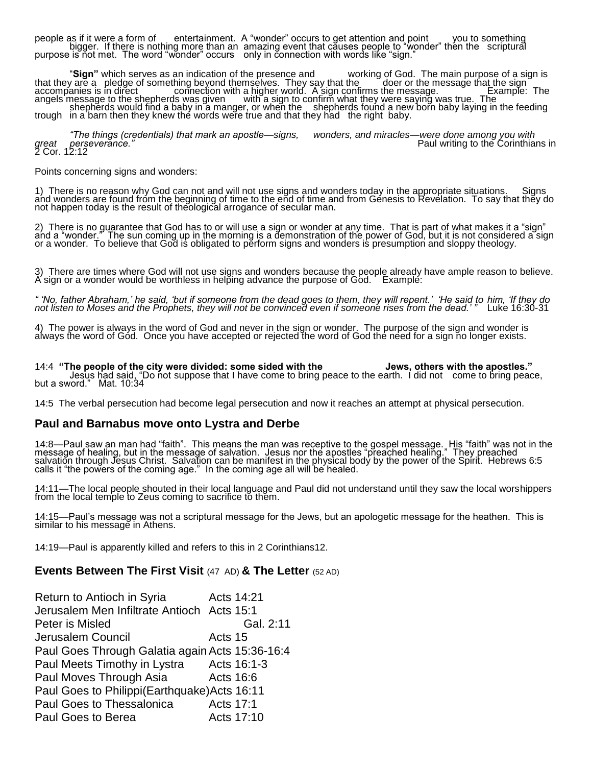people as if it were a form of entertainment. A "wonder" occurs to get attention and point you to something bigger. If there is nothing more than an amazing event that causes people to "wonder" then the scriptural purpose is not met. The word "wonder" occurs only in connection with words like "sign."

"**Sign"** which serves as an indication of the presence and working of God. The main purpose of a sign is that they are a pledge of something beyond themselves. They say that the doer or the message that the sign accompanies is in direct connection with a higher world. A sign confirms the message. Example: The angels message to the shepherds was given with a sign to confirm what they were saying was true. The shepherds would find a baby in a manger, or when the shepherds found a new born baby laying in the feeding trough in a barn then they knew the words were true and that they had the right baby.

*"The things (credentials) that mark an apostle—signs, wonders, and miracles—were done among you with great perseverance."* Paul writing to the Corinthians in 2 Cor. 12:12

Points concerning signs and wonders:

1) There is no reason why God can not and will not use signs and wonders today in the appropriate situations. Signs and wonders are found from the beginning of time to the end of time and from Genesis to Revelation. To say that they do not happen today is the result of theological arrogance of secular man.

2) There is no guarantee that God has to or will use a sign or wonder at any time. That is part of what makes it a "sign" and a "wonder." The sun coming up in the morning is a demonstration of the power of God, but it is not considered a sign or a wonder. To believe that God is obligated to perform signs and wonders is presumption and sloppy theology.

3) There are times where God will not use signs and wonders because the people already have ample reason to believe. A sign or a wonder would be worthless in helping advance the purpose of God. Example:

*" 'No, father Abraham,' he said, 'but if someone from the dead goes to them, they will repent.' 'He said to him, 'If they do not listen to Moses and the Prophets, they will not be convinced even if someone rises from the dead.' "* Luke 16:30-31

4) The power is always in the word of God and never in the sign or wonder. The purpose of the sign and wonder is always the word of God. Once you have accepted or rejected the word of God the need for a sign no longer exists.

14:4 **"The people of the city were divided: some sided with the Jews, others with the apostles."** Jesus had said, "Do not suppose that I have come to bring peace to the earth. I did not come to bring peace, but a sword." Mat. 10:34

14:5 The verbal persecution had become legal persecution and now it reaches an attempt at physical persecution.

## Paul and Barnabus move onto Lystra and Derbe

14:8—Paul saw an man had "faith". This means the man was receptive to the gospel message. His "faith" was not in the message of healing, but in the message of salvation. Jesus nor the apostles "preached healing." They preached salvation through Jesus Christ. Salvation can be manifest in the physical body by the power of the Spirit. Hebrews 6:5 calls it "the powers of the coming age." In the coming age all will be healed.

14:11—The local people shouted in their local language and Paul did not understand until they saw the local worshippers from the local temple to Zeus coming to sacrifice to them.

14:15—Paul's message was not a scriptural message for the Jews, but an apologetic message for the heathen. This is similar to his message in Athens.

14:19—Paul is apparently killed and refers to this in 2 Corinthians12.

## Events Between The First Visit (47 AD) & The Letter (52 AD)

| | |
|---|---|
| Return to Antioch in Syria | Acts 14:21 |
| Jerusalem Men Infiltrate Antioch | Acts 15:1 |
| Peter is Misled | Gal. 2:11 |
| Jerusalem Council | Acts 15 |
| Paul Goes Through Galatia again | Acts 15:36-16:4 |
| Paul Meets Timothy in Lystra | Acts 16:1-3 |
| Paul Moves Through Asia | Acts 16:6 |
| Paul Goes to Philippi(Earthquake) | Acts 16:11 |
| Paul Goes to Thessalonica | Acts 17:1 |
| Paul Goes to Berea | Acts 17:10 |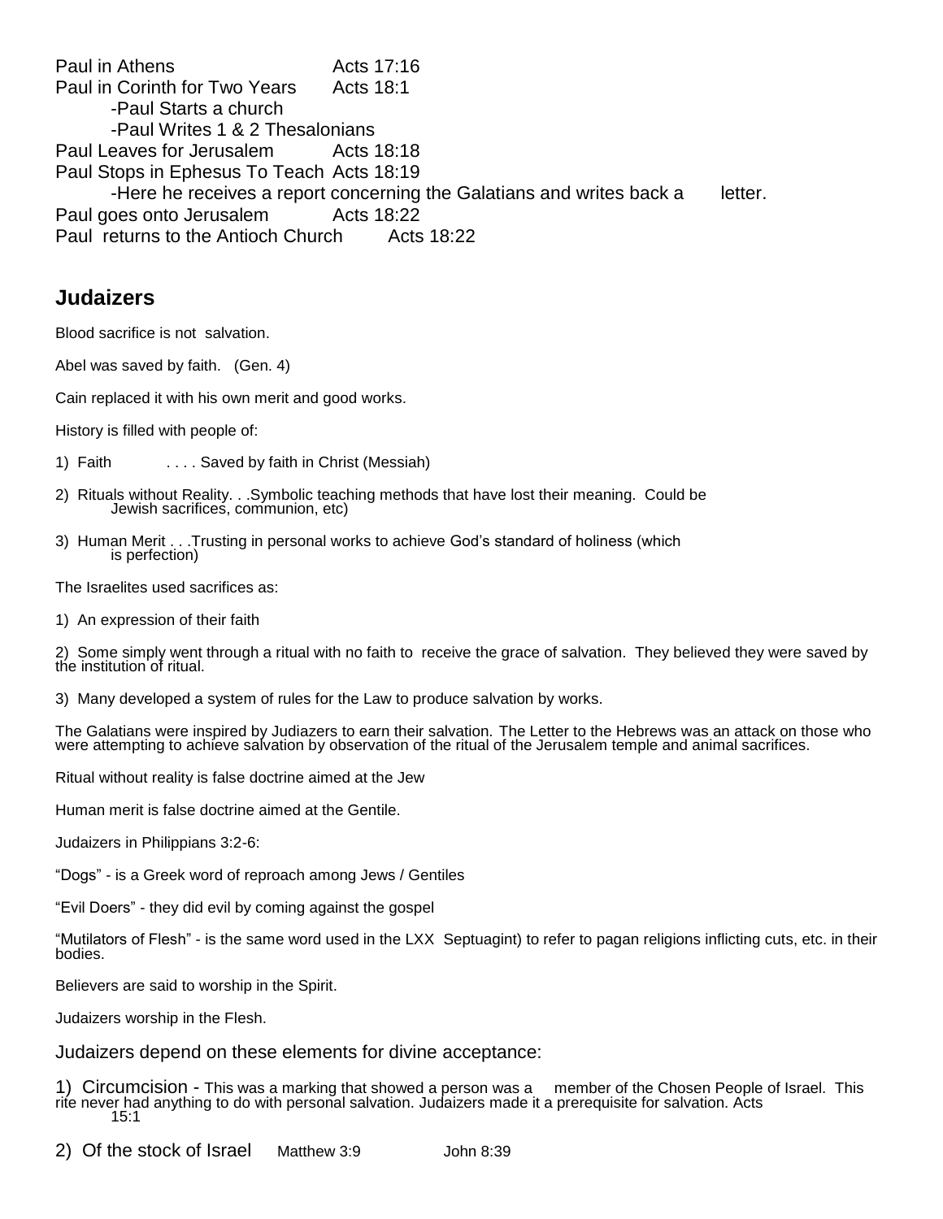Paul in Athens Acts 17:16

Paul in Corinth for Two Years Acts 18:1

- -Paul Starts a church
- -Paul Writes 1 & 2 Thesalonians

Paul Leaves for Jerusalem Acts 18:18

Paul Stops in Ephesus To Teach Acts 18:19

- -Here he receives a report concerning the Galatians and writes back a letter.

Paul goes onto Jerusalem Acts 18:22

Paul returns to the Antioch Church Acts 18:22

## Judaizers

Blood sacrifice is not salvation.

Abel was saved by faith. (Gen. 4)

Cain replaced it with his own merit and good works.

History is filled with people of:

1) Faith . . . . Saved by faith in Christ (Messiah)

2) Rituals without Reality. . .Symbolic teaching methods that have lost their meaning. Could be Jewish sacrifices, communion, etc)

3) Human Merit . . .Trusting in personal works to achieve God's standard of holiness (which is perfection)

The Israelites used sacrifices as:

1) An expression of their faith

2) Some simply went through a ritual with no faith to receive the grace of salvation. They believed they were saved by the institution of ritual.

3) Many developed a system of rules for the Law to produce salvation by works.

The Galatians were inspired by Judiazers to earn their salvation. The Letter to the Hebrews was an attack on those who were attempting to achieve salvation by observation of the ritual of the Jerusalem temple and animal sacrifices.

Ritual without reality is false doctrine aimed at the Jew

Human merit is false doctrine aimed at the Gentile.

Judaizers in Philippians 3:2-6:

"Dogs" - is a Greek word of reproach among Jews / Gentiles

"Evil Doers" - they did evil by coming against the gospel

"Mutilators of Flesh" - is the same word used in the LXX Septuagint) to refer to pagan religions inflicting cuts, etc. in their bodies.

Believers are said to worship in the Spirit.

Judaizers worship in the Flesh.

Judaizers depend on these elements for divine acceptance:

1) Circumcision - This was a marking that showed a person was a member of the Chosen People of Israel. This rite never had anything to do with personal salvation. Judaizers made it a prerequisite for salvation. Acts 15:1

2) Of the stock of Israel Matthew 3:9 John 8:39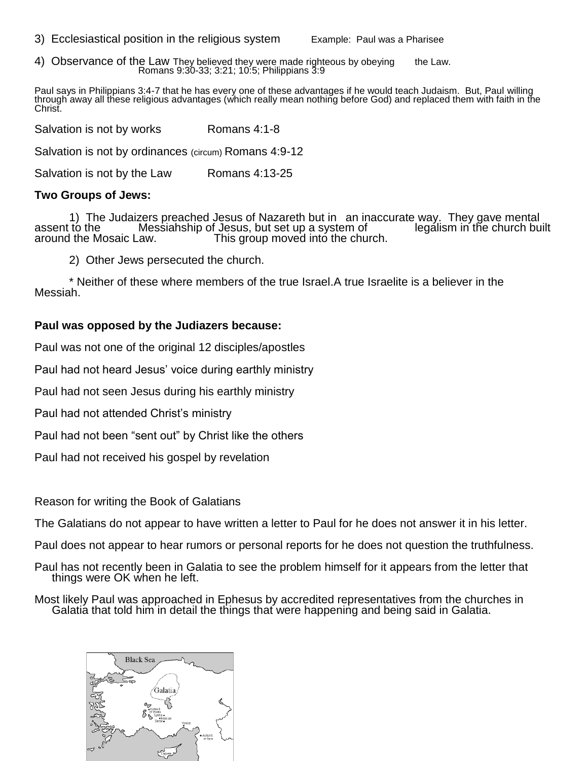3) Ecclesiastical position in the religious system Example: Paul was a Pharisee

4) Observance of the Law They believed they were made righteous by obeying the Law. Romans 9:30-33; 3:21; 10:5; Philippians 3:9

Paul says in Philippians 3:4-7 that he has every one of these advantages if he would teach Judaism. But, Paul willing through away all these religious advantages (which really mean nothing before God) and replaced them with faith in the Christ.

Salvation is not by works Romans 4:1-8

Salvation is not by ordinances (circum) Romans 4:9-12

Salvation is not by the Law Romans 4:13-25

**Two Groups of Jews:**

1) The Judaizers preached Jesus of Nazareth but in an inaccurate way. They gave mental assent to the Messiahship of Jesus, but set up a system of legalism in the church built around the Mosaic Law. This group moved into the church.

2) Other Jews persecuted the church.

* Neither of these where members of the true Israel.A true Israelite is a believer in the Messiah.

**Paul was opposed by the Judiazers because:**

Paul was not one of the original 12 disciples/apostles

Paul had not heard Jesus' voice during earthly ministry

Paul had not seen Jesus during his earthly ministry

Paul had not attended Christ's ministry

Paul had not been "sent out" by Christ like the others

Paul had not received his gospel by revelation

Reason for writing the Book of Galatians

The Galatians do not appear to have written a letter to Paul for he does not answer it in his letter.

Paul does not appear to hear rumors or personal reports for he does not question the truthfulness.

Paul has not recently been in Galatia to see the problem himself for it appears from the letter that things were OK when he left.

Most likely Paul was approached in Ephesus by accredited representatives from the churches in Galatia that told him in detail the things that were happening and being said in Galatia.

Black Sea
Galatia
Antioch of Pisidia
Lystra
Iconium
Derbe
Tarsus
Antioch of Syria
Cyprus